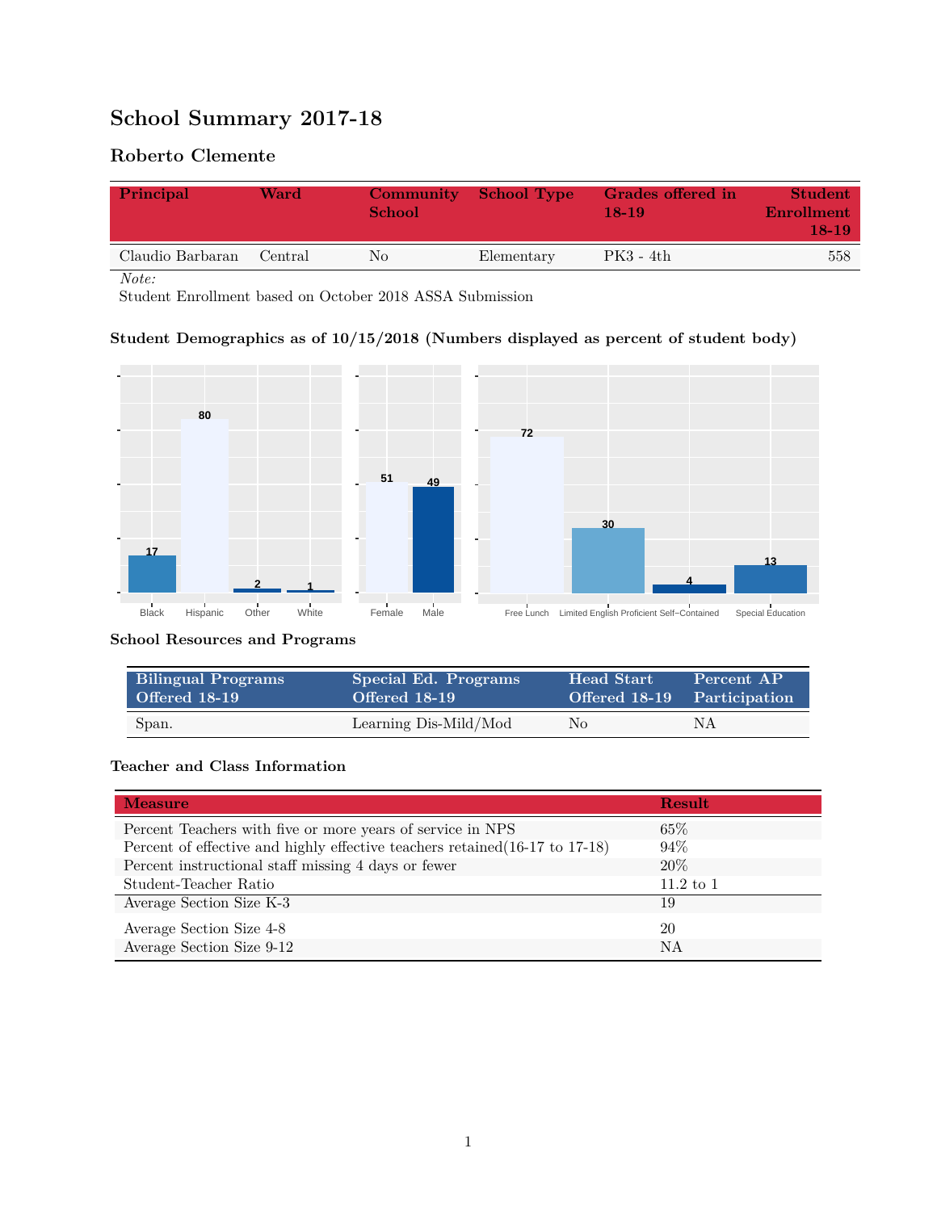# School Summary 2017-18

## Roberto Clemente

| Principal | Ward | Community School | School Type | Grades offered in 18-19 | Student Enrollment 18-19 |
|---|---|---|---|---|---|
| Claudio Barbaran | Central | No | Elementary | PK3 - 4th | 558 |

*Note:*
Student Enrollment based on October 2018 ASSA Submission

### Student Demographics as of 10/15/2018 (Numbers displayed as percent of student body)

| Black | Hispanic | Other | White |
|---|---|---|---|
| 17 | 80 | 2 | 1 |

| Female | Male |
|---|---|
| 51 | 49 |

| Free Lunch | Limited English Proficient | Self-Contained | Special Education |
|---|---|---|---|
| 72 | 30 | 4 | 13 |

### School Resources and Programs

| Bilingual Programs Offered 18-19 | Special Ed. Programs Offered 18-19 | Head Start Offered 18-19 | Percent AP Participation |
|---|---|---|---|
| Span. | Learning Dis-Mild/Mod | No | NA |

### Teacher and Class Information

| Measure | Result |
|---|---|
| Percent Teachers with five or more years of service in NPS | 65% |
| Percent of effective and highly effective teachers retained(16-17 to 17-18) | 94% |
| Percent instructional staff missing 4 days or fewer | 20% |
| Student-Teacher Ratio | 11.2 to 1 |
| Average Section Size K-3 | 19 |
| Average Section Size 4-8 | 20 |
| Average Section Size 9-12 | NA |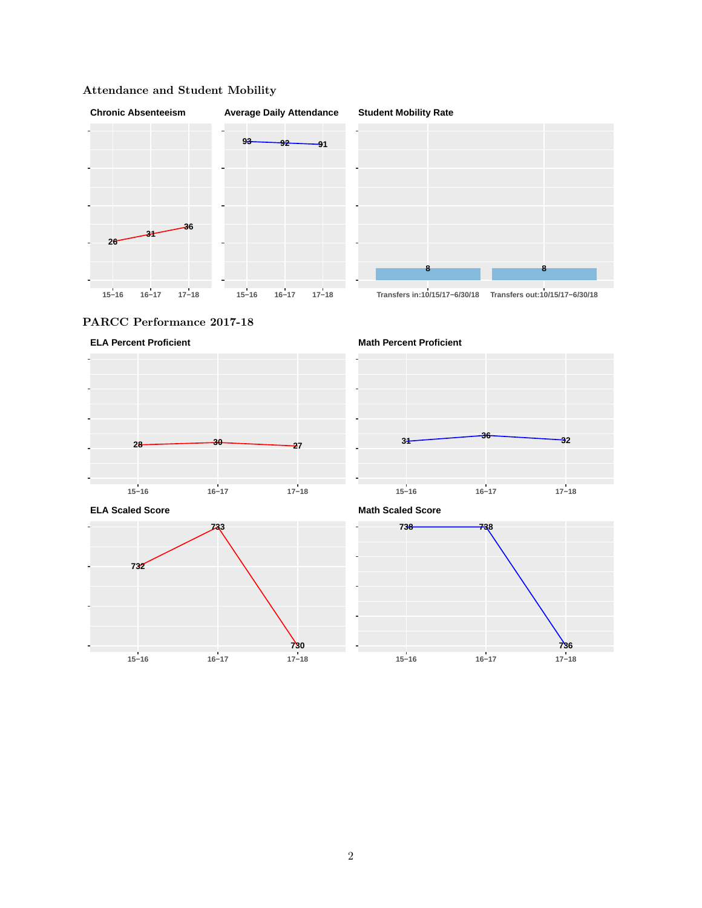## Attendance and Student Mobility

**Chronic Absenteeism**

26
31
36

15–16
16–17
17–18

**Average Daily Attendance**

93
92
91

15–16
16–17
17–18

**Student Mobility Rate**

8
8

Transfers in:10/15/17–6/30/18
Transfers out:10/15/17–6/30/18

## PARCC Performance 2017-18

**ELA Percent Proficient**

28
30
27

15–16
16–17
17–18

**Math Percent Proficient**

31
36
32

15–16
16–17
17–18

**ELA Scaled Score**

732
733
730

15–16
16–17
17–18

**Math Scaled Score**

738
738
736

15–16
16–17
17–18